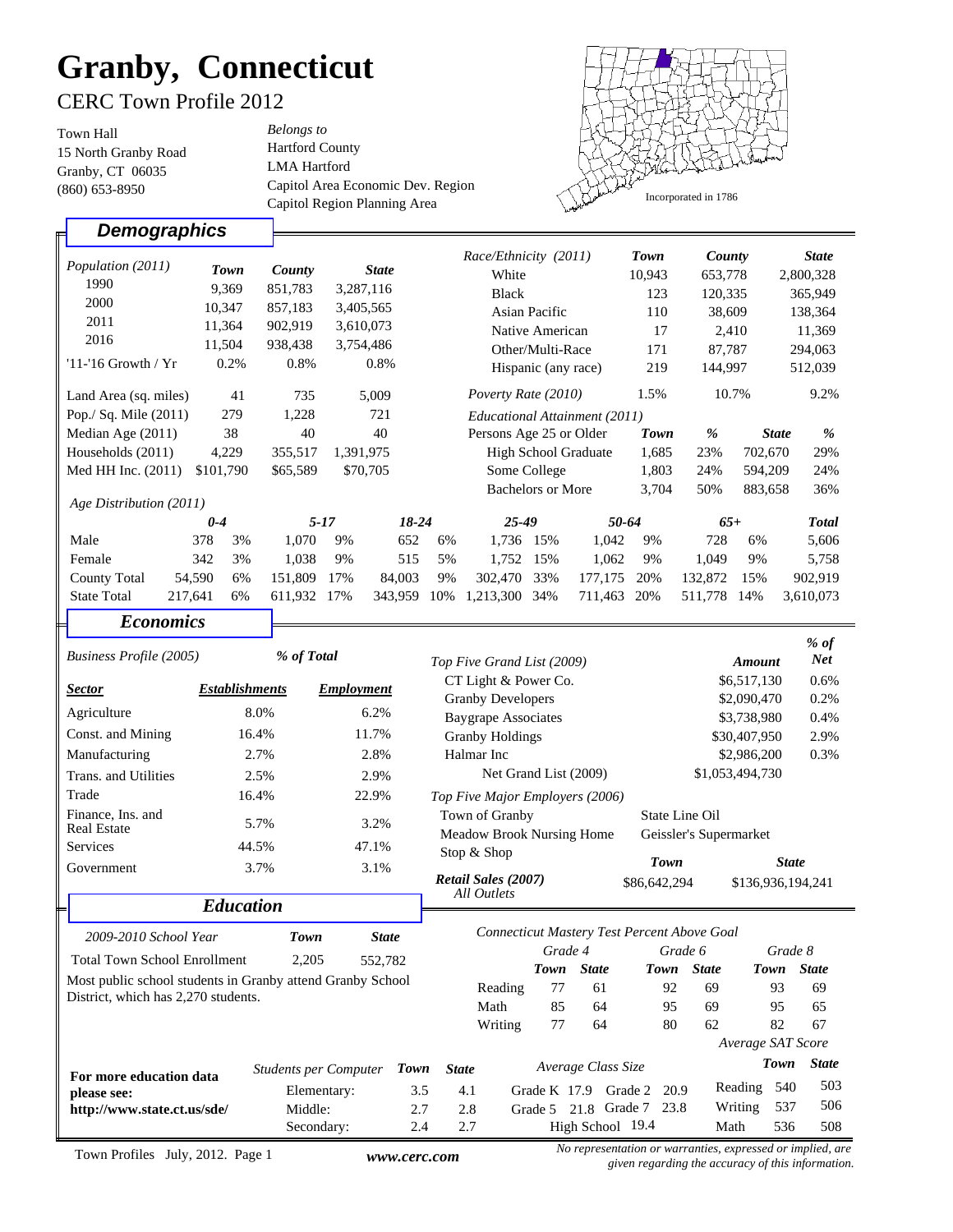# Granby, Connecticut

## CERC Town Profile 2012

Town Hall
15 North Granby Road
Granby, CT 06035
(860) 653-8950

*Belongs to*
Hartford County
LMA Hartford
Capitol Area Economic Dev. Region
Capitol Region Planning Area

Incorporated in 1786

## Demographics

| *Population (2011)* | Town | County | State |
|---|---|---|---|
| 1990 | 9,369 | 851,783 | 3,287,116 |
| 2000 | 10,347 | 857,183 | 3,405,565 |
| 2011 | 11,364 | 902,919 | 3,610,073 |
| 2016 | 11,504 | 938,438 | 3,754,486 |
| '11-'16 Growth / Yr | 0.2% | 0.8% | 0.8% |
| Land Area (sq. miles) | 41 | 735 | 5,009 |
| Pop./ Sq. Mile (2011) | 279 | 1,228 | 721 |
| Median Age (2011) | 38 | 40 | 40 |
| Households (2011) | 4,229 | 355,517 | 1,391,975 |
| Med HH Inc. (2011) | $101,790 | $65,589 | $70,705 |

| *Race/Ethnicity (2011)* | Town | County | State |
|---|---|---|---|
| White | 10,943 | 653,778 | 2,800,328 |
| Black | 123 | 120,335 | 365,949 |
| Asian Pacific | 110 | 38,609 | 138,364 |
| Native American | 17 | 2,410 | 11,369 |
| Other/Multi-Race | 171 | 87,787 | 294,063 |
| Hispanic (any race) | 219 | 144,997 | 512,039 |
| *Poverty Rate (2010)* | 1.5% | 10.7% | 9.2% |

*Educational Attainment (2011)*

| Persons Age 25 or Older | Town | % | State | % |
|---|---|---|---|---|
| High School Graduate | 1,685 | 23% | 702,670 | 29% |
| Some College | 1,803 | 24% | 594,209 | 24% |
| Bachelors or More | 3,704 | 50% | 883,658 | 36% |

*Age Distribution (2011)*

| | 0-4 | | 5-17 | | 18-24 | | 25-49 | | 50-64 | | 65+ | | Total |
|---|---|---|---|---|---|---|---|---|---|---|---|---|---|
| Male | 378 | 3% | 1,070 | 9% | 652 | 6% | 1,736 | 15% | 1,042 | 9% | 728 | 6% | 5,606 |
| Female | 342 | 3% | 1,038 | 9% | 515 | 5% | 1,752 | 15% | 1,062 | 9% | 1,049 | 9% | 5,758 |
| County Total | 54,590 | 6% | 151,809 | 17% | 84,003 | 9% | 302,470 | 33% | 177,175 | 20% | 132,872 | 15% | 902,919 |
| State Total | 217,641 | 6% | 611,932 | 17% | 343,959 | 10% | 1,213,300 | 34% | 711,463 | 20% | 511,778 | 14% | 3,610,073 |

## Economics

*Business Profile (2005)* — *% of Total*

| Sector | Establishments | Employment |
|---|---|---|
| Agriculture | 8.0% | 6.2% |
| Const. and Mining | 16.4% | 11.7% |
| Manufacturing | 2.7% | 2.8% |
| Trans. and Utilities | 2.5% | 2.9% |
| Trade | 16.4% | 22.9% |
| Finance, Ins. and Real Estate | 5.7% | 3.2% |
| Services | 44.5% | 47.1% |
| Government | 3.7% | 3.1% |

| *Top Five Grand List (2009)* | Amount | % of Net |
|---|---|---|
| CT Light & Power Co. | $6,517,130 | 0.6% |
| Granby Developers | $2,090,470 | 0.2% |
| Baygrape Associates | $3,738,980 | 0.4% |
| Granby Holdings | $30,407,950 | 2.9% |
| Halmar Inc | $2,986,200 | 0.3% |
| Net Grand List (2009) | $1,053,494,730 | |

*Top Five Major Employers (2006)*

| | |
|---|---|
| Town of Granby | State Line Oil |
| Meadow Brook Nursing Home | Geissler's Supermarket |
| Stop & Shop | |

| | Town | State |
|---|---|---|
| ***Retail Sales (2007)*** *All Outlets* | $86,642,294 | $136,936,194,241 |

## Education

| *2009-2010 School Year* | Town | State |
|---|---|---|
| Total Town School Enrollment | 2,205 | 552,782 |

Most public school students in Granby attend Granby School District, which has 2,270 students.

*Connecticut Mastery Test Percent Above Goal*

| | Grade 4 Town | Grade 4 State | Grade 6 Town | Grade 6 State | Grade 8 Town | Grade 8 State |
|---|---|---|---|---|---|---|
| Reading | 77 | 61 | 92 | 69 | 93 | 69 |
| Math | 85 | 64 | 95 | 69 | 95 | 65 |
| Writing | 77 | 64 | 80 | 62 | 82 | 67 |

**For more education data please see: http://www.state.ct.us/sde/**

| *Students per Computer* | Town | State |
|---|---|---|
| Elementary: | 3.5 | 4.1 |
| Middle: | 2.7 | 2.8 |
| Secondary: | 2.4 | 2.7 |

*Average Class Size*

| | | | |
|---|---|---|---|
| Grade K | 17.9 | Grade 2 | 20.9 |
| Grade 5 | 21.8 | Grade 7 | 23.8 |
| High School | 19.4 | | |

*Average SAT Score*

| | Town | State |
|---|---|---|
| Reading | 540 | 503 |
| Writing | 537 | 506 |
| Math | 536 | 508 |

Town Profiles July, 2012.

www.cerc.com

*No representation or warranties, expressed or implied, are given regarding the accuracy of this information.*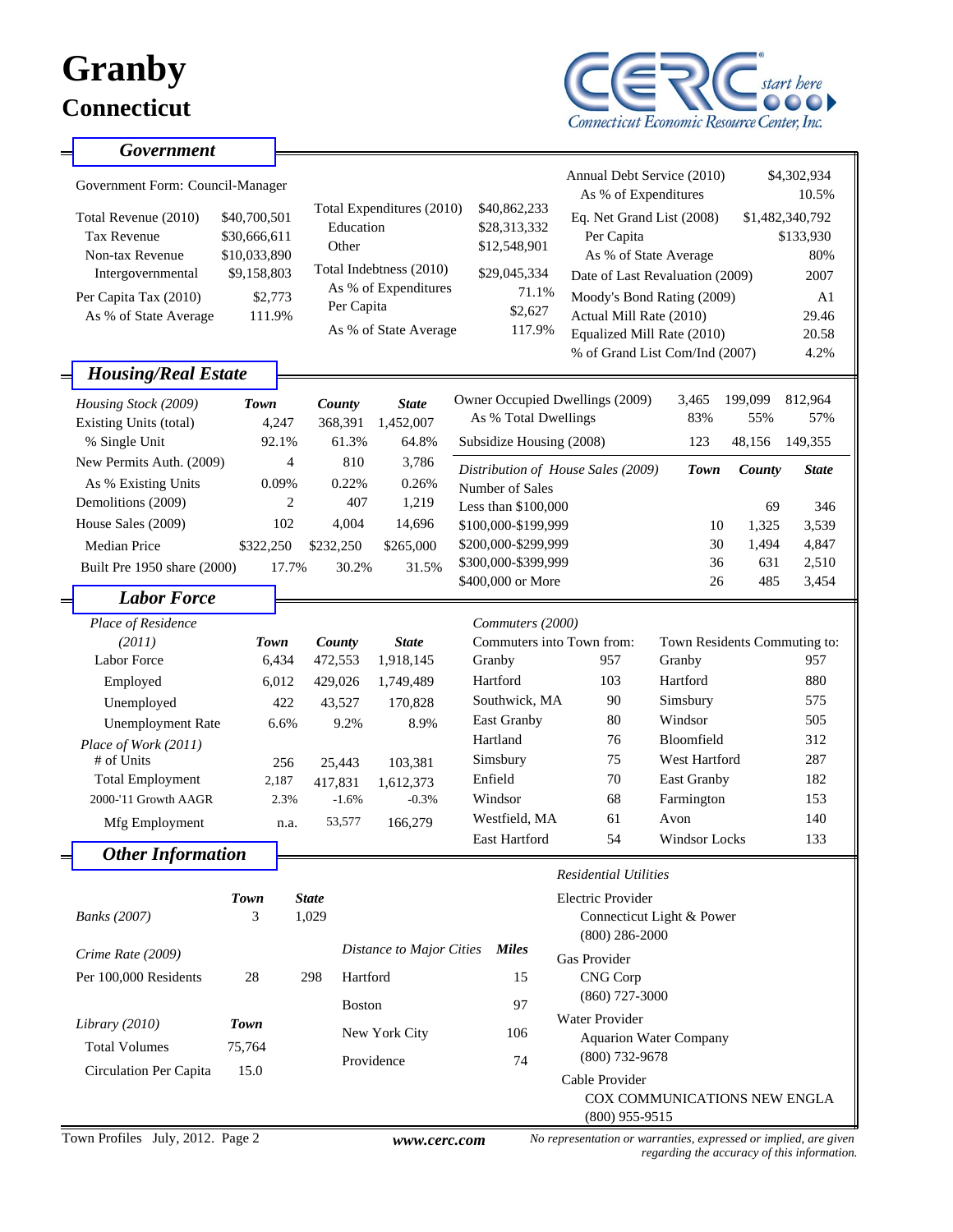# Granby
## Connecticut

### Government

Government Form: Council-Manager

| | |
|---|---|
| Total Revenue (2010) | $40,700,501 |
| Tax Revenue | $30,666,611 |
| Non-tax Revenue | $10,033,890 |
| Intergovernmental | $9,158,803 |
| Per Capita Tax (2010) | $2,773 |
| As % of State Average | 111.9% |

| | |
|---|---|
| Total Expenditures (2010) | $40,862,233 |
| Education | $28,313,332 |
| Other | $12,548,901 |
| Total Indebtness (2010) | $29,045,334 |
| As % of Expenditures | 71.1% |
| Per Capita | $2,627 |
| As % of State Average | 117.9% |

| | |
|---|---|
| Annual Debt Service (2010) | $4,302,934 |
| As % of Expenditures | 10.5% |
| Eq. Net Grand List (2008) | $1,482,340,792 |
| Per Capita | $133,930 |
| As % of State Average | 80% |
| Date of Last Revaluation (2009) | 2007 |
| Moody's Bond Rating (2009) | A1 |
| Actual Mill Rate (2010) | 29.46 |
| Equalized Mill Rate (2010) | 20.58 |
| % of Grand List Com/Ind (2007) | 4.2% |

### Housing/Real Estate

| *Housing Stock (2009)* | *Town* | *County* | *State* |
|---|---|---|---|
| Existing Units (total) | 4,247 | 368,391 | 1,452,007 |
| % Single Unit | 92.1% | 61.3% | 64.8% |
| New Permits Auth. (2009) | 4 | 810 | 3,786 |
| As % Existing Units | 0.09% | 0.22% | 0.26% |
| Demolitions (2009) | 2 | 407 | 1,219 |
| House Sales (2009) | 102 | 4,004 | 14,696 |
| Median Price | $322,250 | $232,250 | $265,000 |
| Built Pre 1950 share (2000) | 17.7% | 30.2% | 31.5% |

| | Town | County | State |
|---|---|---|---|
| Owner Occupied Dwellings (2009) | 3,465 | 199,099 | 812,964 |
| As % Total Dwellings | 83% | 55% | 57% |
| Subsidize Housing (2008) | 123 | 48,156 | 149,355 |

| *Distribution of House Sales (2009)* | *Town* | *County* | *State* |
|---|---|---|---|
| Number of Sales | | | |
| Less than $100,000 | | 69 | 346 |
| $100,000-$199,999 | 10 | 1,325 | 3,539 |
| $200,000-$299,999 | 30 | 1,494 | 4,847 |
| $300,000-$399,999 | 36 | 631 | 2,510 |
| $400,000 or More | 26 | 485 | 3,454 |

### Labor Force

| *Place of Residence (2011)* | *Town* | *County* | *State* |
|---|---|---|---|
| Labor Force | 6,434 | 472,553 | 1,918,145 |
| Employed | 6,012 | 429,026 | 1,749,489 |
| Unemployed | 422 | 43,527 | 170,828 |
| Unemployment Rate | 6.6% | 9.2% | 8.9% |
| *Place of Work (2011)* | | | |
| # of Units | 256 | 25,443 | 103,381 |
| Total Employment | 2,187 | 417,831 | 1,612,373 |
| 2000-'11 Growth AAGR | 2.3% | -1.6% | -0.3% |
| Mfg Employment | n.a. | 53,577 | 166,279 |

*Commuters (2000)*

| Commuters into Town from: | | Town Residents Commuting to: | |
|---|---|---|---|
| Granby | 957 | Granby | 957 |
| Hartford | 103 | Hartford | 880 |
| Southwick, MA | 90 | Simsbury | 575 |
| East Granby | 80 | Windsor | 505 |
| Hartland | 76 | Bloomfield | 312 |
| Simsbury | 75 | West Hartford | 287 |
| Enfield | 70 | East Granby | 182 |
| Windsor | 68 | Farmington | 153 |
| Westfield, MA | 61 | Avon | 140 |
| East Hartford | 54 | Windsor Locks | 133 |

### Other Information

| | *Town* | *State* |
|---|---|---|
| *Banks (2007)* | 3 | 1,029 |
| *Crime Rate (2009)* | | |
| Per 100,000 Residents | 28 | 298 |

| *Library (2010)* | *Town* |
|---|---|
| Total Volumes | 75,764 |
| Circulation Per Capita | 15.0 |

| *Distance to Major Cities* | *Miles* |
|---|---|
| Hartford | 15 |
| Boston | 97 |
| New York City | 106 |
| Providence | 74 |

*Residential Utilities*

Electric Provider
Connecticut Light & Power
(800) 286-2000

Gas Provider
CNG Corp
(860) 727-3000

Water Provider
Aquarion Water Company
(800) 732-9678

Cable Provider
COX COMMUNICATIONS NEW ENGLA
(800) 955-9515

Town Profiles July, 2012. **www.cerc.com** *No representation or warranties, expressed or implied, are given regarding the accuracy of this information.*